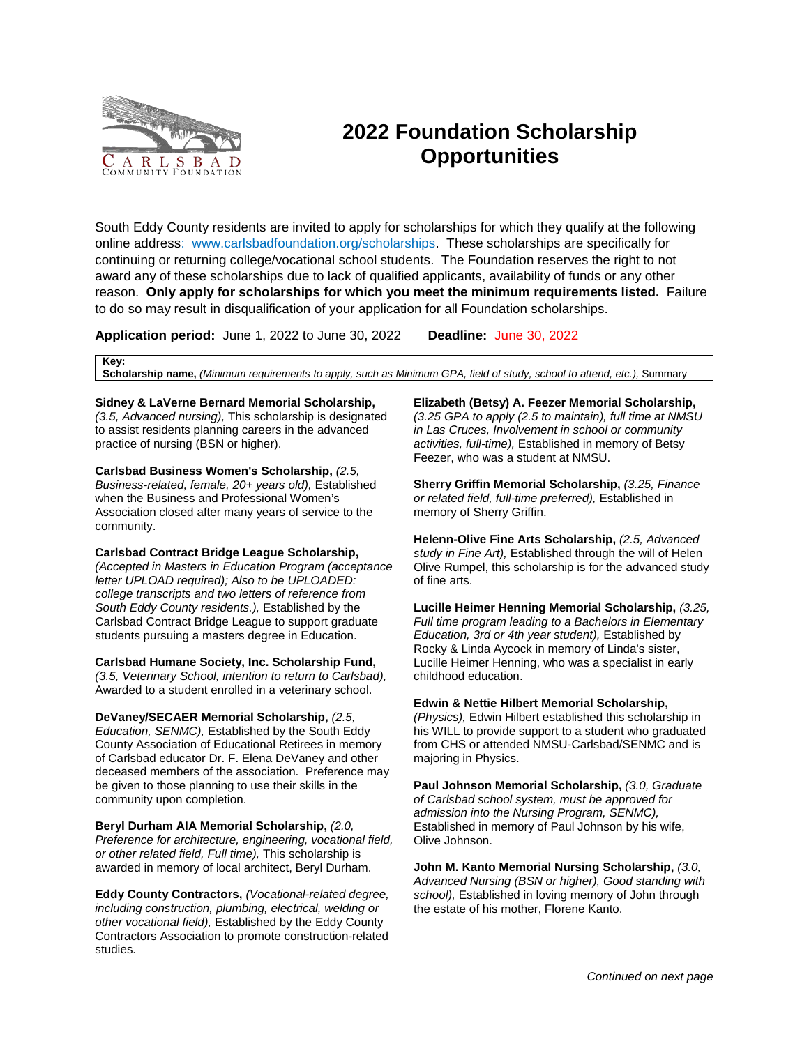# 2022 Foundation Scholarship Opportunities

South Eddy County residents are invited to apply for scholarships for which they qualify at the following online address: www.carlsbadfoundation.org/scholarships. These scholarships are specifically for continuing or returning college/vocational school students. The Foundation reserves the right to not award any of these scholarships due to lack of qualified applicants, availability of funds or any other reason. **Only apply for scholarships for which you meet the minimum requirements listed.** Failure to do so may result in disqualification of your application for all Foundation scholarships.

**Application period:** June 1, 2022 to June 30, 2022 **Deadline:** June 30, 2022

**Key:**
**Scholarship name,** *(Minimum requirements to apply, such as Minimum GPA, field of study, school to attend, etc.),* Summary

**Sidney & LaVerne Bernard Memorial Scholarship,** *(3.5, Advanced nursing),* This scholarship is designated to assist residents planning careers in the advanced practice of nursing (BSN or higher).

**Carlsbad Business Women's Scholarship,** *(2.5, Business-related, female, 20+ years old),* Established when the Business and Professional Women's Association closed after many years of service to the community.

**Carlsbad Contract Bridge League Scholarship,** *(Accepted in Masters in Education Program (acceptance letter UPLOAD required); Also to be UPLOADED: college transcripts and two letters of reference from South Eddy County residents.),* Established by the Carlsbad Contract Bridge League to support graduate students pursuing a masters degree in Education.

**Carlsbad Humane Society, Inc. Scholarship Fund,** *(3.5, Veterinary School, intention to return to Carlsbad),* Awarded to a student enrolled in a veterinary school.

**DeVaney/SECAER Memorial Scholarship,** *(2.5, Education, SENMC),* Established by the South Eddy County Association of Educational Retirees in memory of Carlsbad educator Dr. F. Elena DeVaney and other deceased members of the association. Preference may be given to those planning to use their skills in the community upon completion.

**Beryl Durham AIA Memorial Scholarship,** *(2.0, Preference for architecture, engineering, vocational field, or other related field, Full time),* This scholarship is awarded in memory of local architect, Beryl Durham.

**Eddy County Contractors,** *(Vocational-related degree, including construction, plumbing, electrical, welding or other vocational field),* Established by the Eddy County Contractors Association to promote construction-related studies.

**Elizabeth (Betsy) A. Feezer Memorial Scholarship,** *(3.25 GPA to apply (2.5 to maintain), full time at NMSU in Las Cruces, Involvement in school or community activities, full-time),* Established in memory of Betsy Feezer, who was a student at NMSU.

**Sherry Griffin Memorial Scholarship,** *(3.25, Finance or related field, full-time preferred),* Established in memory of Sherry Griffin.

**Helenn-Olive Fine Arts Scholarship,** *(2.5, Advanced study in Fine Art),* Established through the will of Helen Olive Rumpel, this scholarship is for the advanced study of fine arts.

**Lucille Heimer Henning Memorial Scholarship,** *(3.25, Full time program leading to a Bachelors in Elementary Education, 3rd or 4th year student),* Established by Rocky & Linda Aycock in memory of Linda's sister, Lucille Heimer Henning, who was a specialist in early childhood education.

**Edwin & Nettie Hilbert Memorial Scholarship,** *(Physics),* Edwin Hilbert established this scholarship in his WILL to provide support to a student who graduated from CHS or attended NMSU-Carlsbad/SENMC and is majoring in Physics.

**Paul Johnson Memorial Scholarship,** *(3.0, Graduate of Carlsbad school system, must be approved for admission into the Nursing Program, SENMC),* Established in memory of Paul Johnson by his wife, Olive Johnson.

**John M. Kanto Memorial Nursing Scholarship,** *(3.0, Advanced Nursing (BSN or higher), Good standing with school),* Established in loving memory of John through the estate of his mother, Florene Kanto.

*Continued on next page*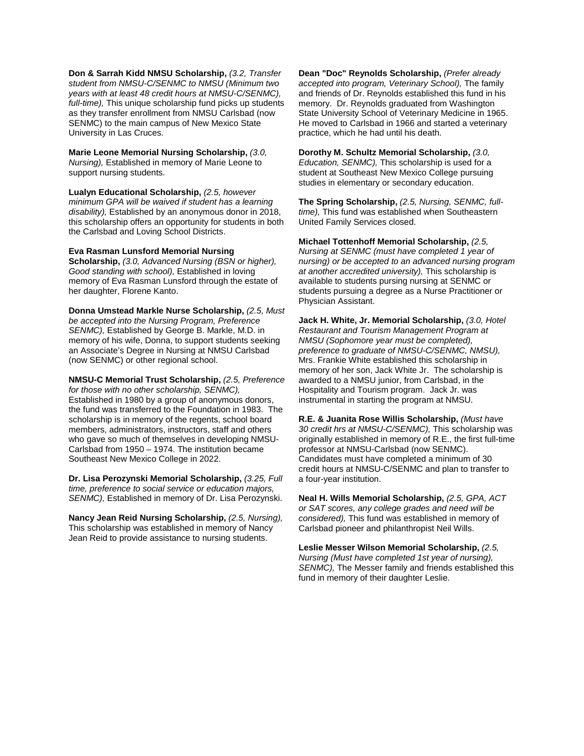**Don & Sarrah Kidd NMSU Scholarship,** *(3.2, Transfer student from NMSU-C/SENMC to NMSU (Minimum two years with at least 48 credit hours at NMSU-C/SENMC), full-time),* This unique scholarship fund picks up students as they transfer enrollment from NMSU Carlsbad (now SENMC) to the main campus of New Mexico State University in Las Cruces.

**Marie Leone Memorial Nursing Scholarship,** *(3.0, Nursing),* Established in memory of Marie Leone to support nursing students.

**Lualyn Educational Scholarship,** *(2.5, however minimum GPA will be waived if student has a learning disability),* Established by an anonymous donor in 2018, this scholarship offers an opportunity for students in both the Carlsbad and Loving School Districts.

**Eva Rasman Lunsford Memorial Nursing Scholarship,** *(3.0, Advanced Nursing (BSN or higher), Good standing with school),* Established in loving memory of Eva Rasman Lunsford through the estate of her daughter, Florene Kanto.

**Donna Umstead Markle Nurse Scholarship,** *(2.5, Must be accepted into the Nursing Program, Preference SENMC),* Established by George B. Markle, M.D. in memory of his wife, Donna, to support students seeking an Associate's Degree in Nursing at NMSU Carlsbad (now SENMC) or other regional school.

**NMSU-C Memorial Trust Scholarship,** *(2.5, Preference for those with no other scholarship, SENMC),* Established in 1980 by a group of anonymous donors, the fund was transferred to the Foundation in 1983. The scholarship is in memory of the regents, school board members, administrators, instructors, staff and others who gave so much of themselves in developing NMSU-Carlsbad from 1950 – 1974. The institution became Southeast New Mexico College in 2022.

**Dr. Lisa Perozynski Memorial Scholarship,** *(3.25, Full time, preference to social service or education majors, SENMC),* Established in memory of Dr. Lisa Perozynski.

**Nancy Jean Reid Nursing Scholarship,** *(2.5, Nursing),* This scholarship was established in memory of Nancy Jean Reid to provide assistance to nursing students.

**Dean "Doc" Reynolds Scholarship,** *(Prefer already accepted into program, Veterinary School),* The family and friends of Dr. Reynolds established this fund in his memory. Dr. Reynolds graduated from Washington State University School of Veterinary Medicine in 1965. He moved to Carlsbad in 1966 and started a veterinary practice, which he had until his death.

**Dorothy M. Schultz Memorial Scholarship,** *(3.0, Education, SENMC),* This scholarship is used for a student at Southeast New Mexico College pursuing studies in elementary or secondary education.

**The Spring Scholarship,** *(2.5, Nursing, SENMC, full-time),* This fund was established when Southeastern United Family Services closed.

**Michael Tottenhoff Memorial Scholarship,** *(2.5, Nursing at SENMC (must have completed 1 year of nursing) or be accepted to an advanced nursing program at another accredited university),* This scholarship is available to students pursing nursing at SENMC or students pursuing a degree as a Nurse Practitioner or Physician Assistant.

**Jack H. White, Jr. Memorial Scholarship,** *(3.0, Hotel Restaurant and Tourism Management Program at NMSU (Sophomore year must be completed), preference to graduate of NMSU-C/SENMC, NMSU),* Mrs. Frankie White established this scholarship in memory of her son, Jack White Jr. The scholarship is awarded to a NMSU junior, from Carlsbad, in the Hospitality and Tourism program. Jack Jr. was instrumental in starting the program at NMSU.

**R.E. & Juanita Rose Willis Scholarship,** *(Must have 30 credit hrs at NMSU-C/SENMC),* This scholarship was originally established in memory of R.E., the first full-time professor at NMSU-Carlsbad (now SENMC). Candidates must have completed a minimum of 30 credit hours at NMSU-C/SENMC and plan to transfer to a four-year institution.

**Neal H. Wills Memorial Scholarship,** *(2.5, GPA, ACT or SAT scores, any college grades and need will be considered),* This fund was established in memory of Carlsbad pioneer and philanthropist Neil Wills.

**Leslie Messer Wilson Memorial Scholarship,** *(2.5, Nursing (Must have completed 1st year of nursing), SENMC),* The Messer family and friends established this fund in memory of their daughter Leslie.